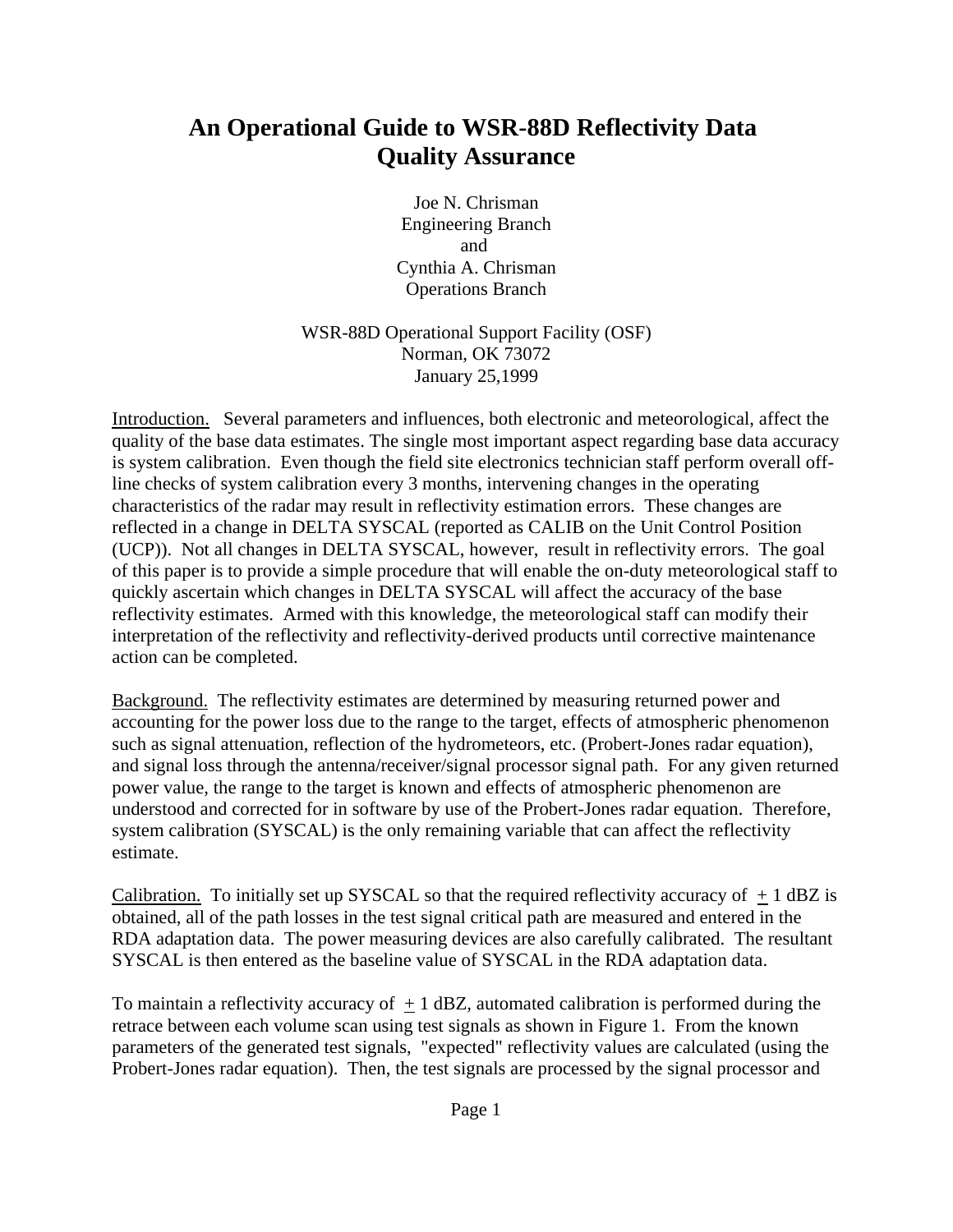# An Operational Guide to WSR-88D Reflectivity Data Quality Assurance

Joe N. Chrisman
Engineering Branch
and
Cynthia A. Chrisman
Operations Branch

WSR-88D Operational Support Facility (OSF)
Norman, OK 73072
January 25,1999

Introduction. Several parameters and influences, both electronic and meteorological, affect the quality of the base data estimates. The single most important aspect regarding base data accuracy is system calibration. Even though the field site electronics technician staff perform overall off-line checks of system calibration every 3 months, intervening changes in the operating characteristics of the radar may result in reflectivity estimation errors. These changes are reflected in a change in DELTA SYSCAL (reported as CALIB on the Unit Control Position (UCP)). Not all changes in DELTA SYSCAL, however, result in reflectivity errors. The goal of this paper is to provide a simple procedure that will enable the on-duty meteorological staff to quickly ascertain which changes in DELTA SYSCAL will affect the accuracy of the base reflectivity estimates. Armed with this knowledge, the meteorological staff can modify their interpretation of the reflectivity and reflectivity-derived products until corrective maintenance action can be completed.

Background. The reflectivity estimates are determined by measuring returned power and accounting for the power loss due to the range to the target, effects of atmospheric phenomenon such as signal attenuation, reflection of the hydrometeors, etc. (Probert-Jones radar equation), and signal loss through the antenna/receiver/signal processor signal path. For any given returned power value, the range to the target is known and effects of atmospheric phenomenon are understood and corrected for in software by use of the Probert-Jones radar equation. Therefore, system calibration (SYSCAL) is the only remaining variable that can affect the reflectivity estimate.

Calibration. To initially set up SYSCAL so that the required reflectivity accuracy of ± 1 dBZ is obtained, all of the path losses in the test signal critical path are measured and entered in the RDA adaptation data. The power measuring devices are also carefully calibrated. The resultant SYSCAL is then entered as the baseline value of SYSCAL in the RDA adaptation data.

To maintain a reflectivity accuracy of ± 1 dBZ, automated calibration is performed during the retrace between each volume scan using test signals as shown in Figure 1. From the known parameters of the generated test signals, "expected" reflectivity values are calculated (using the Probert-Jones radar equation). Then, the test signals are processed by the signal processor and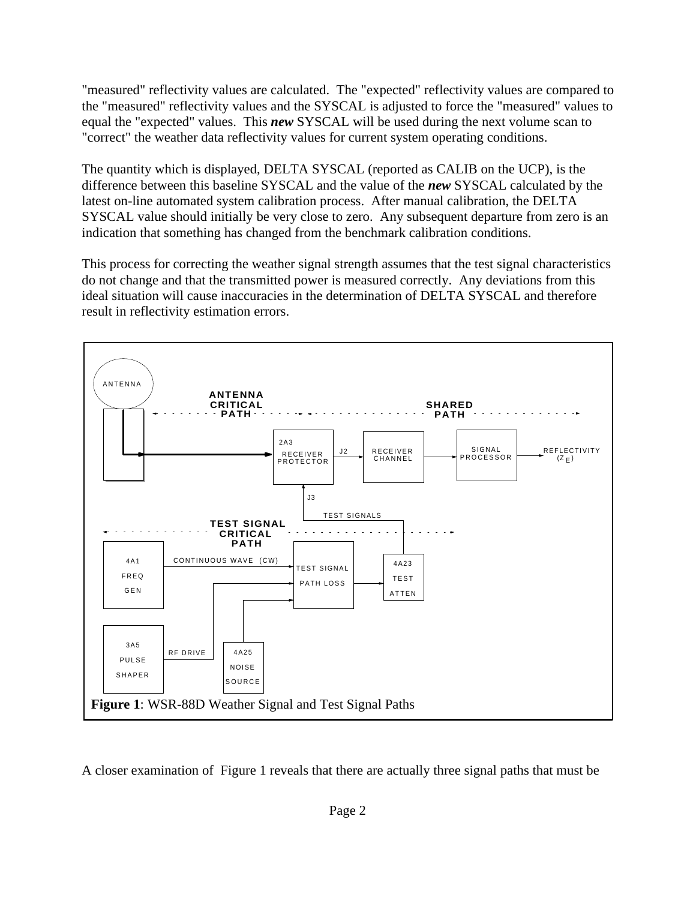"measured" reflectivity values are calculated. The "expected" reflectivity values are compared to the "measured" reflectivity values and the SYSCAL is adjusted to force the "measured" values to equal the "expected" values. This ***new*** SYSCAL will be used during the next volume scan to "correct" the weather data reflectivity values for current system operating conditions.

The quantity which is displayed, DELTA SYSCAL (reported as CALIB on the UCP), is the difference between this baseline SYSCAL and the value of the ***new*** SYSCAL calculated by the latest on-line automated system calibration process. After manual calibration, the DELTA SYSCAL value should initially be very close to zero. Any subsequent departure from zero is an indication that something has changed from the benchmark calibration conditions.

This process for correcting the weather signal strength assumes that the test signal characteristics do not change and that the transmitted power is measured correctly. Any deviations from this ideal situation will cause inaccuracies in the determination of DELTA SYSCAL and therefore result in reflectivity estimation errors.

ANTENNA
ANTENNA CRITICAL PATH
SHARED PATH
2A3 RECEIVER PROTECTOR
J2
RECEIVER CHANNEL
SIGNAL PROCESSOR
REFLECTIVITY ($Z_E$)
J3
TEST SIGNALS
TEST SIGNAL CRITICAL PATH
4A1 FREQ GEN
CONTINUOUS WAVE (CW)
TEST SIGNAL PATH LOSS
4A23 TEST ATTEN
3A5 PULSE SHAPER
RF DRIVE
4A25 NOISE SOURCE

**Figure 1**: WSR-88D Weather Signal and Test Signal Paths

A closer examination of Figure 1 reveals that there are actually three signal paths that must be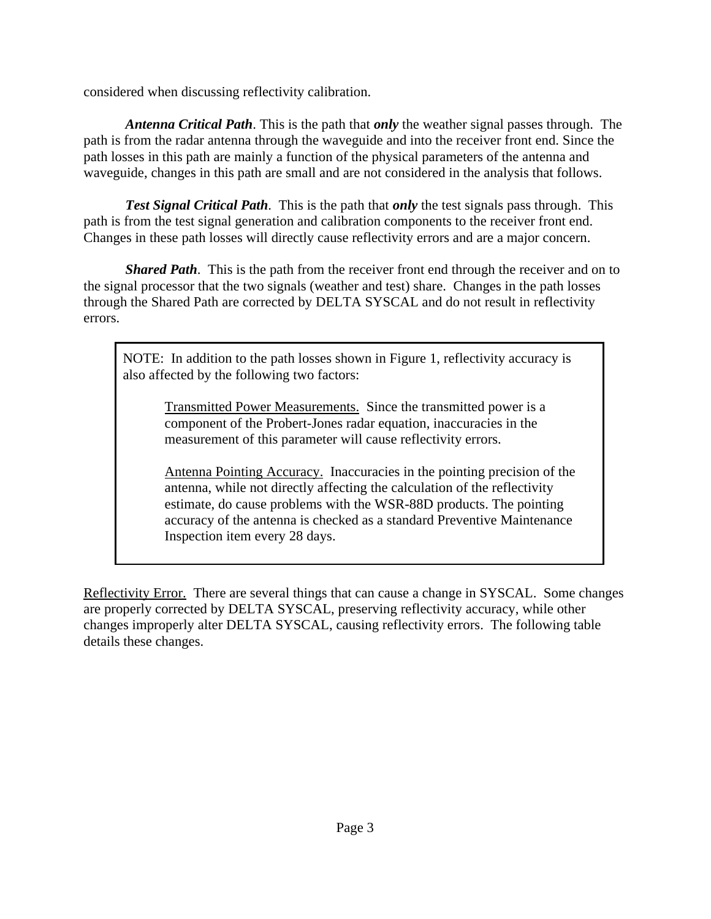considered when discussing reflectivity calibration.

***Antenna Critical Path***. This is the path that ***only*** the weather signal passes through. The path is from the radar antenna through the waveguide and into the receiver front end. Since the path losses in this path are mainly a function of the physical parameters of the antenna and waveguide, changes in this path are small and are not considered in the analysis that follows.

***Test Signal Critical Path***. This is the path that ***only*** the test signals pass through. This path is from the test signal generation and calibration components to the receiver front end. Changes in these path losses will directly cause reflectivity errors and are a major concern.

***Shared Path***. This is the path from the receiver front end through the receiver and on to the signal processor that the two signals (weather and test) share. Changes in the path losses through the Shared Path are corrected by DELTA SYSCAL and do not result in reflectivity errors.

> NOTE: In addition to the path losses shown in Figure 1, reflectivity accuracy is also affected by the following two factors:
>
> Transmitted Power Measurements. Since the transmitted power is a component of the Probert-Jones radar equation, inaccuracies in the measurement of this parameter will cause reflectivity errors.
>
> Antenna Pointing Accuracy. Inaccuracies in the pointing precision of the antenna, while not directly affecting the calculation of the reflectivity estimate, do cause problems with the WSR-88D products. The pointing accuracy of the antenna is checked as a standard Preventive Maintenance Inspection item every 28 days.

Reflectivity Error. There are several things that can cause a change in SYSCAL. Some changes are properly corrected by DELTA SYSCAL, preserving reflectivity accuracy, while other changes improperly alter DELTA SYSCAL, causing reflectivity errors. The following table details these changes.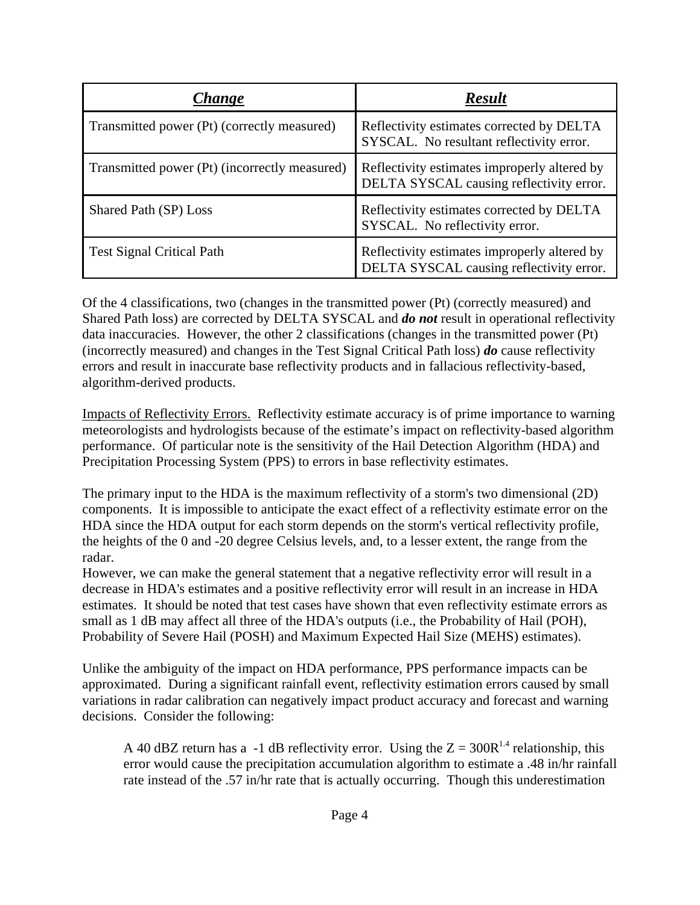| ***Change*** | ***Result*** |
|---|---|
| Transmitted power (Pt) (correctly measured) | Reflectivity estimates corrected by DELTA SYSCAL. No resultant reflectivity error. |
| Transmitted power (Pt) (incorrectly measured) | Reflectivity estimates improperly altered by DELTA SYSCAL causing reflectivity error. |
| Shared Path (SP) Loss | Reflectivity estimates corrected by DELTA SYSCAL. No reflectivity error. |
| Test Signal Critical Path | Reflectivity estimates improperly altered by DELTA SYSCAL causing reflectivity error. |

Of the 4 classifications, two (changes in the transmitted power (Pt) (correctly measured) and Shared Path loss) are corrected by DELTA SYSCAL and ***do not*** result in operational reflectivity data inaccuracies. However, the other 2 classifications (changes in the transmitted power (Pt) (incorrectly measured) and changes in the Test Signal Critical Path loss) ***do*** cause reflectivity errors and result in inaccurate base reflectivity products and in fallacious reflectivity-based, algorithm-derived products.

Impacts of Reflectivity Errors. Reflectivity estimate accuracy is of prime importance to warning meteorologists and hydrologists because of the estimate's impact on reflectivity-based algorithm performance. Of particular note is the sensitivity of the Hail Detection Algorithm (HDA) and Precipitation Processing System (PPS) to errors in base reflectivity estimates.

The primary input to the HDA is the maximum reflectivity of a storm's two dimensional (2D) components. It is impossible to anticipate the exact effect of a reflectivity estimate error on the HDA since the HDA output for each storm depends on the storm's vertical reflectivity profile, the heights of the 0 and -20 degree Celsius levels, and, to a lesser extent, the range from the radar.
However, we can make the general statement that a negative reflectivity error will result in a decrease in HDA's estimates and a positive reflectivity error will result in an increase in HDA estimates. It should be noted that test cases have shown that even reflectivity estimate errors as small as 1 dB may affect all three of the HDA's outputs (i.e., the Probability of Hail (POH), Probability of Severe Hail (POSH) and Maximum Expected Hail Size (MEHS) estimates).

Unlike the ambiguity of the impact on HDA performance, PPS performance impacts can be approximated. During a significant rainfall event, reflectivity estimation errors caused by small variations in radar calibration can negatively impact product accuracy and forecast and warning decisions. Consider the following:

> A 40 dBZ return has a -1 dB reflectivity error. Using the $Z = 300R^{1.4}$ relationship, this error would cause the precipitation accumulation algorithm to estimate a .48 in/hr rainfall rate instead of the .57 in/hr rate that is actually occurring. Though this underestimation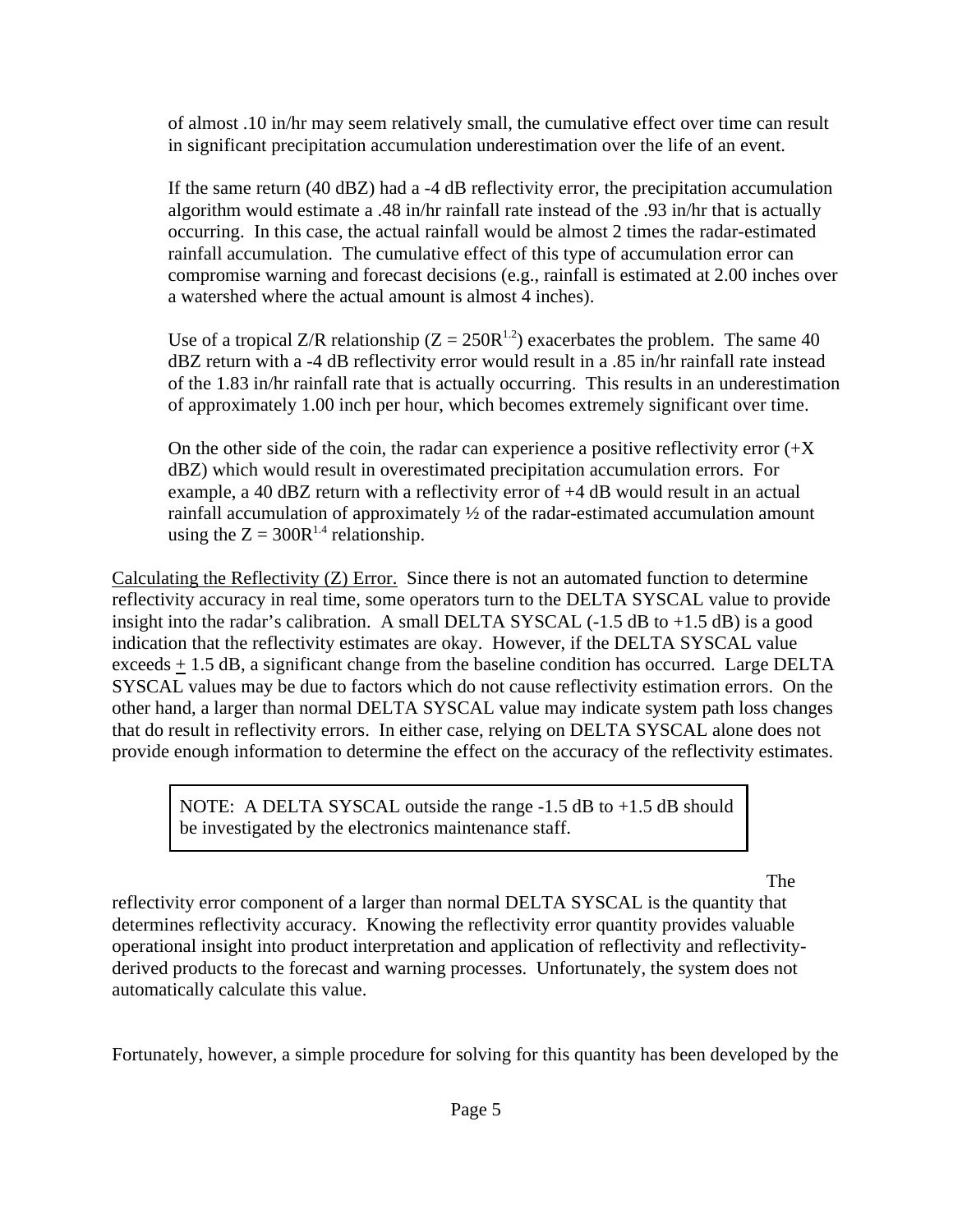of almost .10 in/hr may seem relatively small, the cumulative effect over time can result in significant precipitation accumulation underestimation over the life of an event.

If the same return (40 dBZ) had a -4 dB reflectivity error, the precipitation accumulation algorithm would estimate a .48 in/hr rainfall rate instead of the .93 in/hr that is actually occurring. In this case, the actual rainfall would be almost 2 times the radar-estimated rainfall accumulation. The cumulative effect of this type of accumulation error can compromise warning and forecast decisions (e.g., rainfall is estimated at 2.00 inches over a watershed where the actual amount is almost 4 inches).

Use of a tropical Z/R relationship ($Z = 250R^{1.2}$) exacerbates the problem. The same 40 dBZ return with a -4 dB reflectivity error would result in a .85 in/hr rainfall rate instead of the 1.83 in/hr rainfall rate that is actually occurring. This results in an underestimation of approximately 1.00 inch per hour, which becomes extremely significant over time.

On the other side of the coin, the radar can experience a positive reflectivity error (+X dBZ) which would result in overestimated precipitation accumulation errors. For example, a 40 dBZ return with a reflectivity error of +4 dB would result in an actual rainfall accumulation of approximately ½ of the radar-estimated accumulation amount using the $Z = 300R^{1.4}$ relationship.

Calculating the Reflectivity (Z) Error. Since there is not an automated function to determine reflectivity accuracy in real time, some operators turn to the DELTA SYSCAL value to provide insight into the radar's calibration. A small DELTA SYSCAL (-1.5 dB to +1.5 dB) is a good indication that the reflectivity estimates are okay. However, if the DELTA SYSCAL value exceeds ± 1.5 dB, a significant change from the baseline condition has occurred. Large DELTA SYSCAL values may be due to factors which do not cause reflectivity estimation errors. On the other hand, a larger than normal DELTA SYSCAL value may indicate system path loss changes that do result in reflectivity errors. In either case, relying on DELTA SYSCAL alone does not provide enough information to determine the effect on the accuracy of the reflectivity estimates.

> NOTE: A DELTA SYSCAL outside the range -1.5 dB to +1.5 dB should be investigated by the electronics maintenance staff.

The reflectivity error component of a larger than normal DELTA SYSCAL is the quantity that determines reflectivity accuracy. Knowing the reflectivity error quantity provides valuable operational insight into product interpretation and application of reflectivity and reflectivity-derived products to the forecast and warning processes. Unfortunately, the system does not automatically calculate this value.

Fortunately, however, a simple procedure for solving for this quantity has been developed by the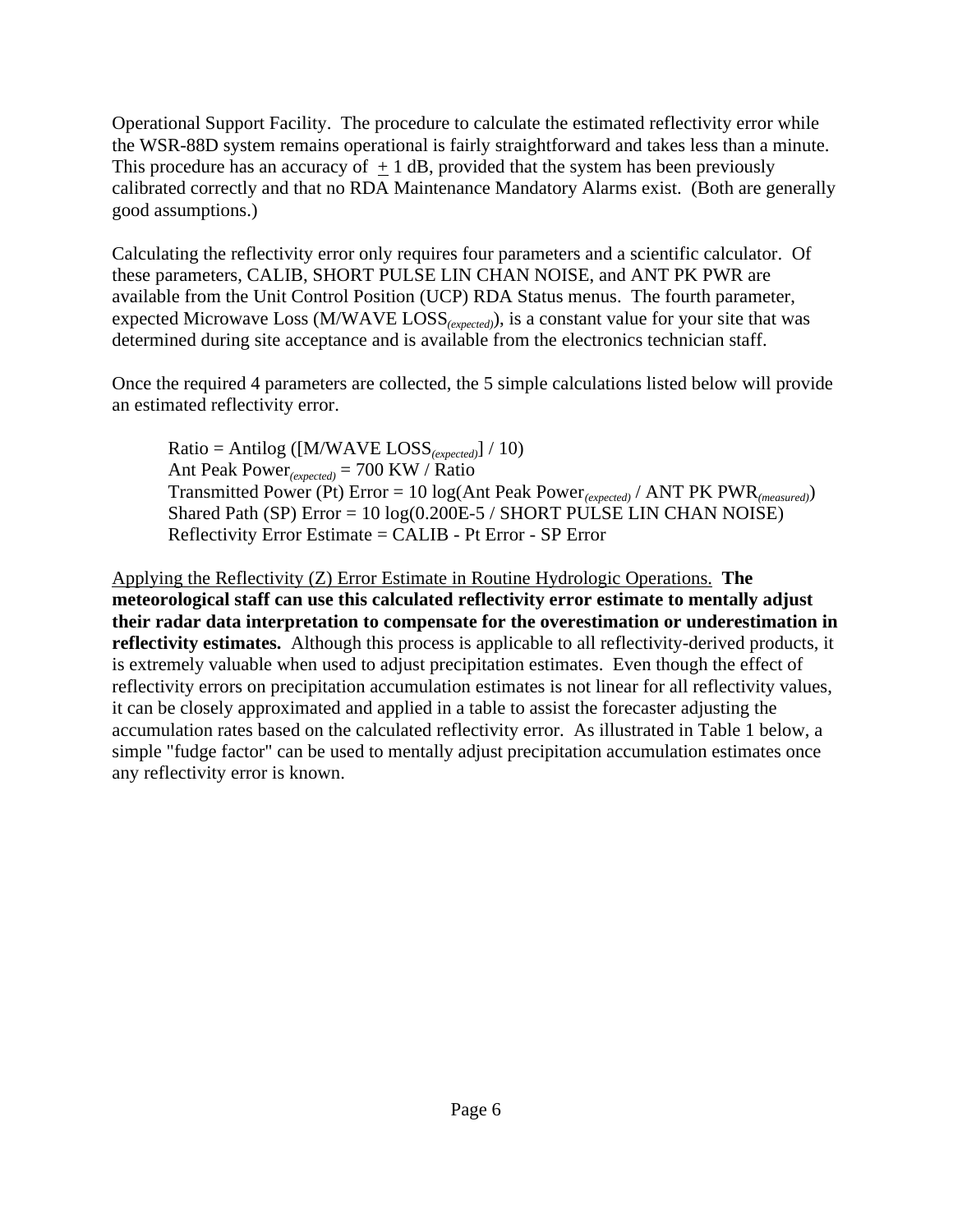Operational Support Facility. The procedure to calculate the estimated reflectivity error while the WSR-88D system remains operational is fairly straightforward and takes less than a minute. This procedure has an accuracy of $\pm$ 1 dB, provided that the system has been previously calibrated correctly and that no RDA Maintenance Mandatory Alarms exist. (Both are generally good assumptions.)

Calculating the reflectivity error only requires four parameters and a scientific calculator. Of these parameters, CALIB, SHORT PULSE LIN CHAN NOISE, and ANT PK PWR are available from the Unit Control Position (UCP) RDA Status menus. The fourth parameter, expected Microwave Loss (M/WAVE LOSS$_{(expected)}$), is a constant value for your site that was determined during site acceptance and is available from the electronics technician staff.

Once the required 4 parameters are collected, the 5 simple calculations listed below will provide an estimated reflectivity error.

Ratio = Antilog ([M/WAVE LOSS$_{(expected)}$] / 10)
Ant Peak Power$_{(expected)}$ = 700 KW / Ratio
Transmitted Power (Pt) Error = 10 log(Ant Peak Power$_{(expected)}$ / ANT PK PWR$_{(measured)}$)
Shared Path (SP) Error = 10 log(0.200E-5 / SHORT PULSE LIN CHAN NOISE)
Reflectivity Error Estimate = CALIB - Pt Error - SP Error

Applying the Reflectivity (Z) Error Estimate in Routine Hydrologic Operations. **The meteorological staff can use this calculated reflectivity error estimate to mentally adjust their radar data interpretation to compensate for the overestimation or underestimation in reflectivity estimates.** Although this process is applicable to all reflectivity-derived products, it is extremely valuable when used to adjust precipitation estimates. Even though the effect of reflectivity errors on precipitation accumulation estimates is not linear for all reflectivity values, it can be closely approximated and applied in a table to assist the forecaster adjusting the accumulation rates based on the calculated reflectivity error. As illustrated in Table 1 below, a simple "fudge factor" can be used to mentally adjust precipitation accumulation estimates once any reflectivity error is known.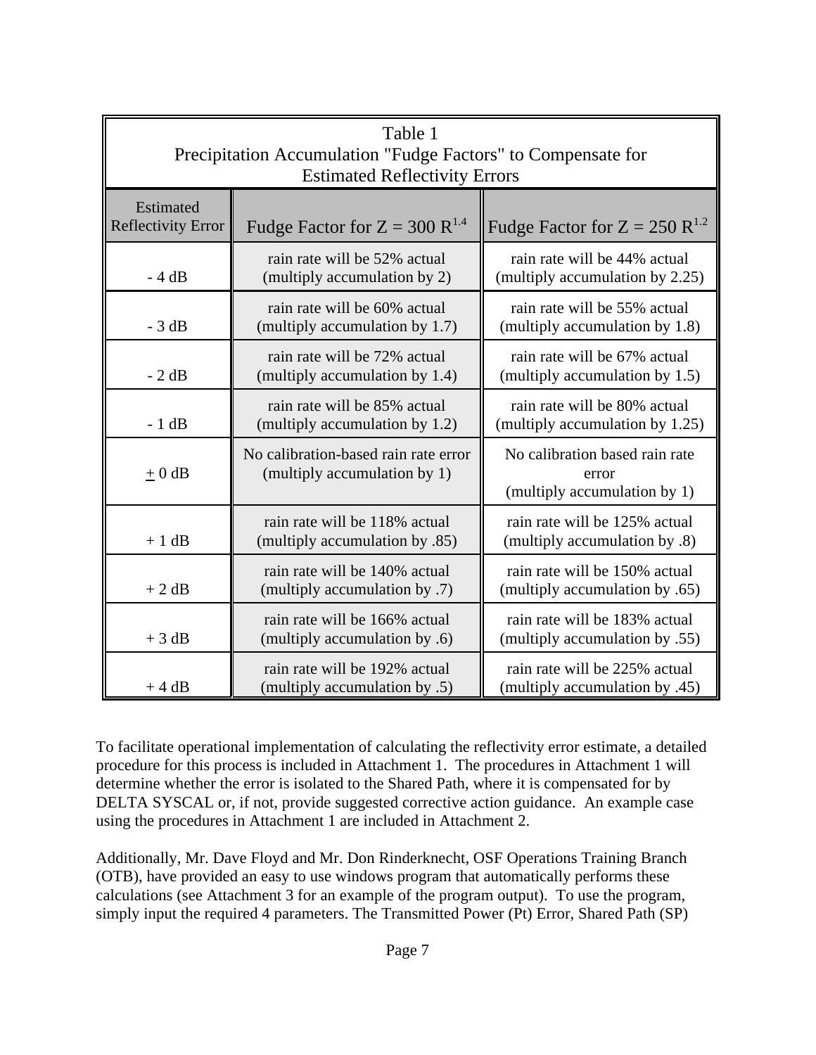Table 1
Precipitation Accumulation "Fudge Factors" to Compensate for Estimated Reflectivity Errors

| Estimated Reflectivity Error | Fudge Factor for $Z = 300\ R^{1.4}$ | Fudge Factor for $Z = 250\ R^{1.2}$ |
|---|---|---|
| - 4 dB | rain rate will be 52% actual (multiply accumulation by 2) | rain rate will be 44% actual (multiply accumulation by 2.25) |
| - 3 dB | rain rate will be 60% actual (multiply accumulation by 1.7) | rain rate will be 55% actual (multiply accumulation by 1.8) |
| - 2 dB | rain rate will be 72% actual (multiply accumulation by 1.4) | rain rate will be 67% actual (multiply accumulation by 1.5) |
| - 1 dB | rain rate will be 85% actual (multiply accumulation by 1.2) | rain rate will be 80% actual (multiply accumulation by 1.25) |
| $\pm$ 0 dB | No calibration-based rain rate error (multiply accumulation by 1) | No calibration based rain rate error (multiply accumulation by 1) |
| + 1 dB | rain rate will be 118% actual (multiply accumulation by .85) | rain rate will be 125% actual (multiply accumulation by .8) |
| + 2 dB | rain rate will be 140% actual (multiply accumulation by .7) | rain rate will be 150% actual (multiply accumulation by .65) |
| + 3 dB | rain rate will be 166% actual (multiply accumulation by .6) | rain rate will be 183% actual (multiply accumulation by .55) |
| + 4 dB | rain rate will be 192% actual (multiply accumulation by .5) | rain rate will be 225% actual (multiply accumulation by .45) |

To facilitate operational implementation of calculating the reflectivity error estimate, a detailed procedure for this process is included in Attachment 1. The procedures in Attachment 1 will determine whether the error is isolated to the Shared Path, where it is compensated for by DELTA SYSCAL or, if not, provide suggested corrective action guidance. An example case using the procedures in Attachment 1 are included in Attachment 2.

Additionally, Mr. Dave Floyd and Mr. Don Rinderknecht, OSF Operations Training Branch (OTB), have provided an easy to use windows program that automatically performs these calculations (see Attachment 3 for an example of the program output). To use the program, simply input the required 4 parameters. The Transmitted Power (Pt) Error, Shared Path (SP)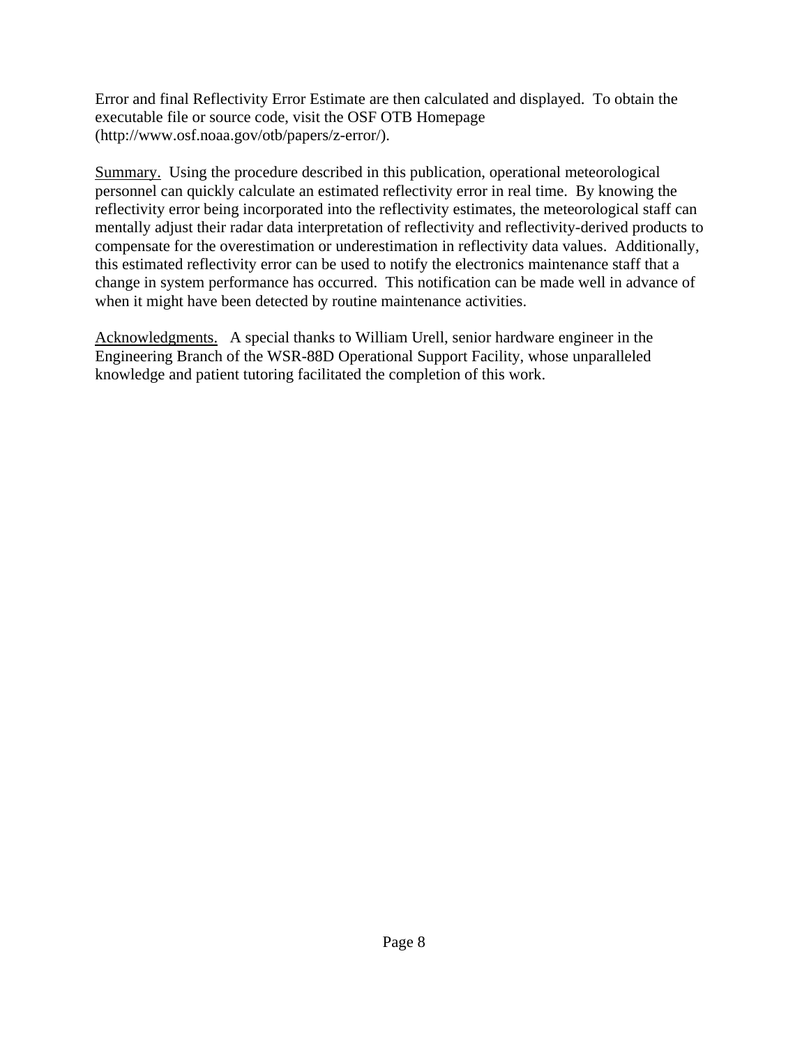Error and final Reflectivity Error Estimate are then calculated and displayed. To obtain the executable file or source code, visit the OSF OTB Homepage (http://www.osf.noaa.gov/otb/papers/z-error/).

Summary. Using the procedure described in this publication, operational meteorological personnel can quickly calculate an estimated reflectivity error in real time. By knowing the reflectivity error being incorporated into the reflectivity estimates, the meteorological staff can mentally adjust their radar data interpretation of reflectivity and reflectivity-derived products to compensate for the overestimation or underestimation in reflectivity data values. Additionally, this estimated reflectivity error can be used to notify the electronics maintenance staff that a change in system performance has occurred. This notification can be made well in advance of when it might have been detected by routine maintenance activities.

Acknowledgments. A special thanks to William Urell, senior hardware engineer in the Engineering Branch of the WSR-88D Operational Support Facility, whose unparalleled knowledge and patient tutoring facilitated the completion of this work.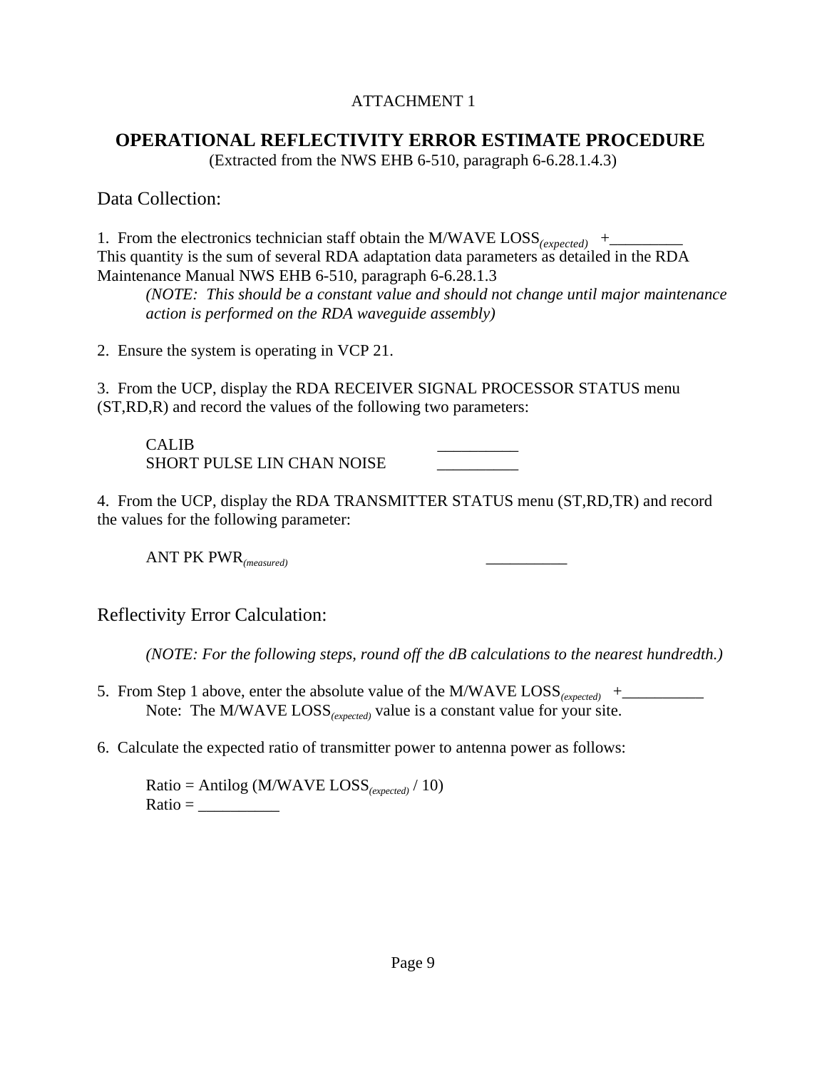ATTACHMENT 1

# OPERATIONAL REFLECTIVITY ERROR ESTIMATE PROCEDURE

(Extracted from the NWS EHB 6-510, paragraph 6-6.28.1.4.3)

## Data Collection:

1. From the electronics technician staff obtain the M/WAVE LOSS$_{(expected)}$ +_________
This quantity is the sum of several RDA adaptation data parameters as detailed in the RDA Maintenance Manual NWS EHB 6-510, paragraph 6-6.28.1.3

   *(NOTE: This should be a constant value and should not change until major maintenance action is performed on the RDA waveguide assembly)*

2. Ensure the system is operating in VCP 21.

3. From the UCP, display the RDA RECEIVER SIGNAL PROCESSOR STATUS menu (ST,RD,R) and record the values of the following two parameters:

   CALIB __________
   SHORT PULSE LIN CHAN NOISE __________

4. From the UCP, display the RDA TRANSMITTER STATUS menu (ST,RD,TR) and record the values for the following parameter:

   ANT PK PWR$_{(measured)}$ __________

## Reflectivity Error Calculation:

*(NOTE: For the following steps, round off the dB calculations to the nearest hundredth.)*

5. From Step 1 above, enter the absolute value of the M/WAVE LOSS$_{(expected)}$ +__________
   Note: The M/WAVE LOSS$_{(expected)}$ value is a constant value for your site.

6. Calculate the expected ratio of transmitter power to antenna power as follows:

   Ratio = Antilog (M/WAVE LOSS$_{(expected)}$ / 10)
   Ratio = __________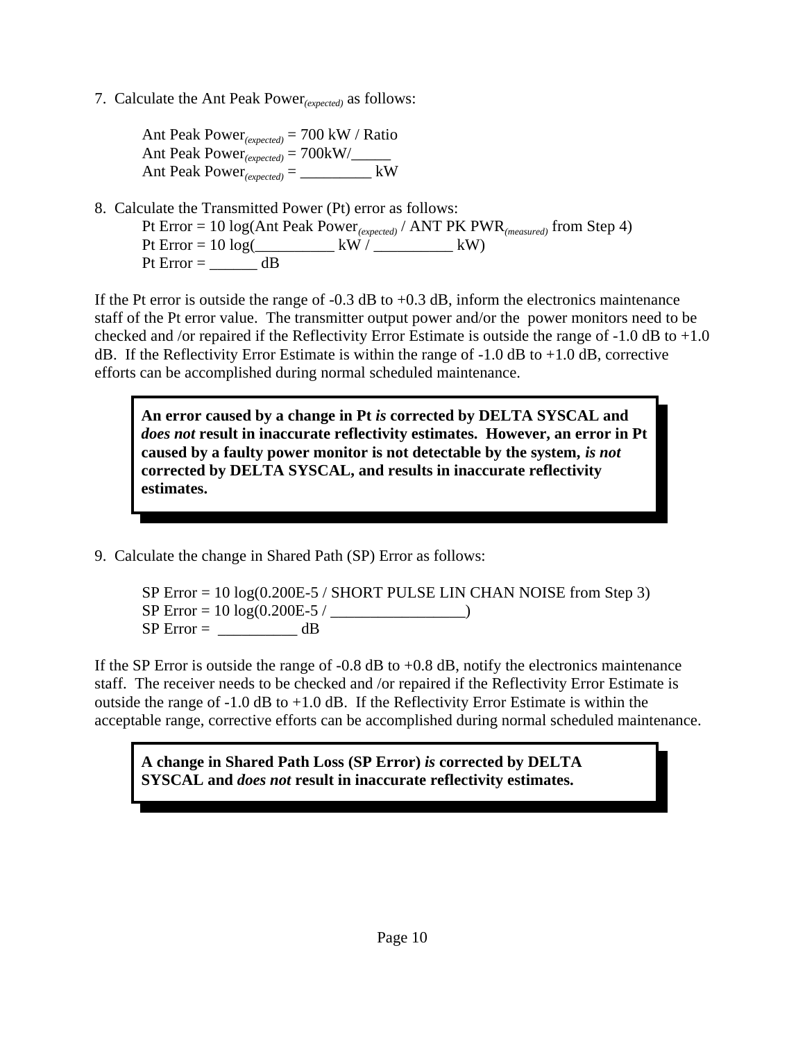7. Calculate the Ant Peak Power$_{(expected)}$ as follows:

   Ant Peak Power$_{(expected)}$ = 700 kW / Ratio
   Ant Peak Power$_{(expected)}$ = 700kW/_____
   Ant Peak Power$_{(expected)}$ = _________ kW

8. Calculate the Transmitted Power (Pt) error as follows:
   Pt Error = 10 log(Ant Peak Power$_{(expected)}$ / ANT PK PWR$_{(measured)}$ from Step 4)
   Pt Error = 10 log(__________ kW / __________ kW)
   Pt Error = ______ dB

If the Pt error is outside the range of -0.3 dB to +0.3 dB, inform the electronics maintenance staff of the Pt error value. The transmitter output power and/or the power monitors need to be checked and /or repaired if the Reflectivity Error Estimate is outside the range of -1.0 dB to +1.0 dB. If the Reflectivity Error Estimate is within the range of -1.0 dB to +1.0 dB, corrective efforts can be accomplished during normal scheduled maintenance.

> **An error caused by a change in Pt *is* corrected by DELTA SYSCAL and *does not* result in inaccurate reflectivity estimates. However, an error in Pt caused by a faulty power monitor is not detectable by the system, *is not* corrected by DELTA SYSCAL, and results in inaccurate reflectivity estimates.**

9. Calculate the change in Shared Path (SP) Error as follows:

   SP Error = 10 log(0.200E-5 / SHORT PULSE LIN CHAN NOISE from Step 3)
   SP Error = 10 log(0.200E-5 / _________________)
   SP Error = __________ dB

If the SP Error is outside the range of -0.8 dB to +0.8 dB, notify the electronics maintenance staff. The receiver needs to be checked and /or repaired if the Reflectivity Error Estimate is outside the range of -1.0 dB to +1.0 dB. If the Reflectivity Error Estimate is within the acceptable range, corrective efforts can be accomplished during normal scheduled maintenance.

> **A change in Shared Path Loss (SP Error) *is* corrected by DELTA SYSCAL and *does not* result in inaccurate reflectivity estimates.**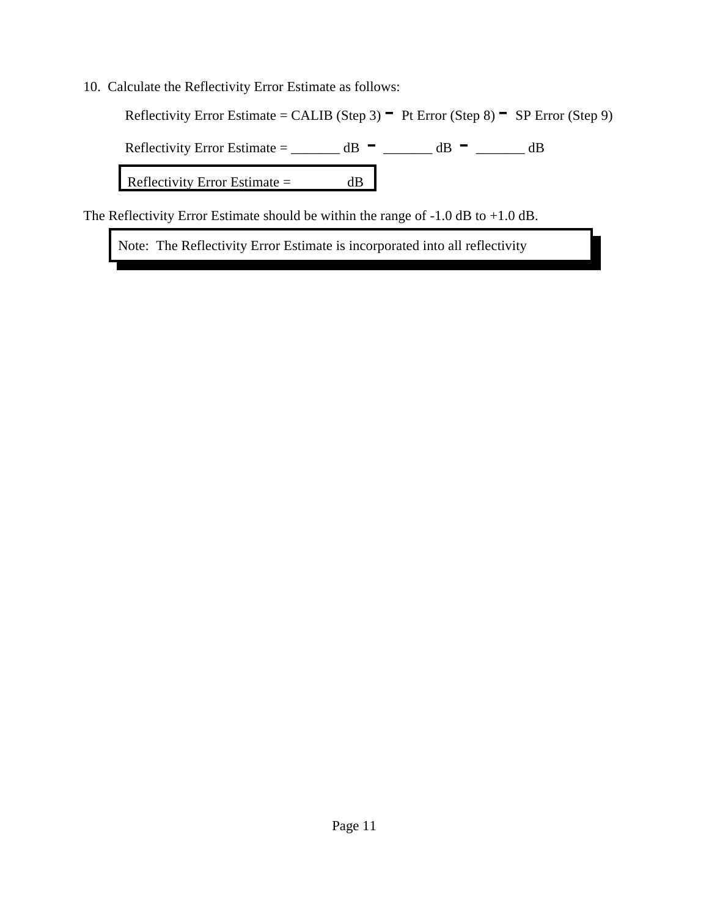10. Calculate the Reflectivity Error Estimate as follows:

   Reflectivity Error Estimate = CALIB (Step 3) − Pt Error (Step 8) − SP Error (Step 9)

   Reflectivity Error Estimate = _______ dB − _______ dB − _______ dB

   | Reflectivity Error Estimate = dB |
   |---|

The Reflectivity Error Estimate should be within the range of -1.0 dB to +1.0 dB.

> Note: The Reflectivity Error Estimate is incorporated into all reflectivity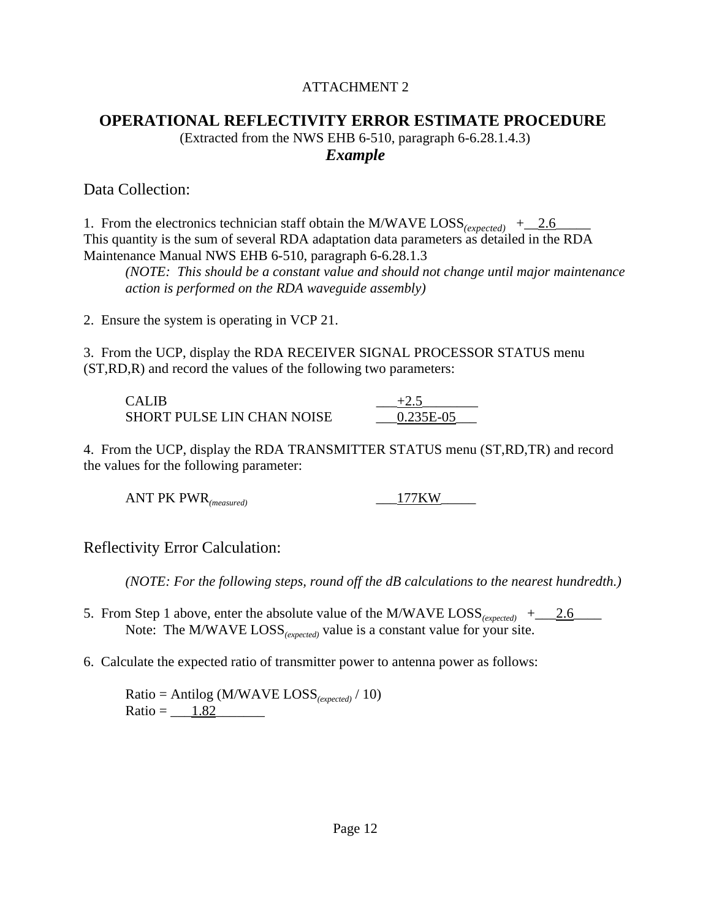ATTACHMENT 2

## OPERATIONAL REFLECTIVITY ERROR ESTIMATE PROCEDURE

(Extracted from the NWS EHB 6-510, paragraph 6-6.28.1.4.3)

***Example***

### Data Collection:

1. From the electronics technician staff obtain the M/WAVE LOSS$_{(expected)}$ +\_\_2.6\_\_\_\_\_
This quantity is the sum of several RDA adaptation data parameters as detailed in the RDA Maintenance Manual NWS EHB 6-510, paragraph 6-6.28.1.3

   *(NOTE: This should be a constant value and should not change until major maintenance action is performed on the RDA waveguide assembly)*

2. Ensure the system is operating in VCP 21.

3. From the UCP, display the RDA RECEIVER SIGNAL PROCESSOR STATUS menu (ST,RD,R) and record the values of the following two parameters:

   CALIB \_\_\_+2.5\_\_\_\_\_\_\_\_
   SHORT PULSE LIN CHAN NOISE \_\_\_0.235E-05\_\_\_

4. From the UCP, display the RDA TRANSMITTER STATUS menu (ST,RD,TR) and record the values for the following parameter:

   ANT PK PWR$_{(measured)}$ \_\_\_177KW\_\_\_\_\_

### Reflectivity Error Calculation:

*(NOTE: For the following steps, round off the dB calculations to the nearest hundredth.)*

5. From Step 1 above, enter the absolute value of the M/WAVE LOSS$_{(expected)}$ +\_\_\_2.6\_\_\_\_
   Note: The M/WAVE LOSS$_{(expected)}$ value is a constant value for your site.

6. Calculate the expected ratio of transmitter power to antenna power as follows:

   Ratio = Antilog (M/WAVE LOSS$_{(expected)}$ / 10)
   Ratio = \_\_\_1.82\_\_\_\_\_\_\_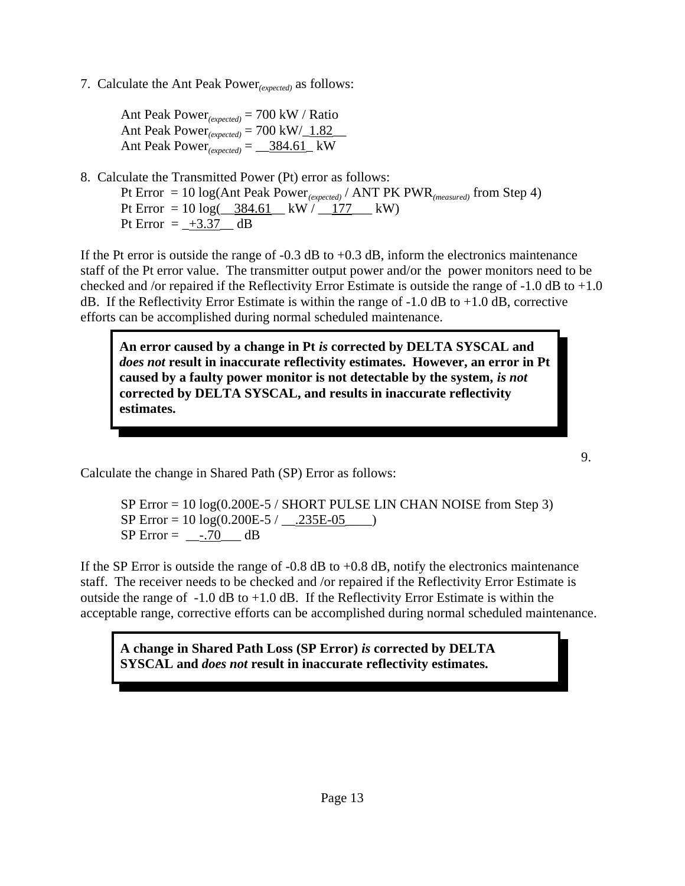7. Calculate the Ant Peak Power$_{(expected)}$ as follows:

   Ant Peak Power$_{(expected)}$ = 700 kW / Ratio
   Ant Peak Power$_{(expected)}$ = 700 kW/_1.82__
   Ant Peak Power$_{(expected)}$ = __384.61_ kW

8. Calculate the Transmitted Power (Pt) error as follows:

   Pt Error = 10 log(Ant Peak Power$_{(expected)}$ / ANT PK PWR$_{(measured)}$ from Step 4)
   Pt Error = 10 log(__384.61__ kW / __177___ kW)
   Pt Error = _+3.37__ dB

If the Pt error is outside the range of -0.3 dB to +0.3 dB, inform the electronics maintenance staff of the Pt error value. The transmitter output power and/or the power monitors need to be checked and /or repaired if the Reflectivity Error Estimate is outside the range of -1.0 dB to +1.0 dB. If the Reflectivity Error Estimate is within the range of -1.0 dB to +1.0 dB, corrective efforts can be accomplished during normal scheduled maintenance.

> **An error caused by a change in Pt *is* corrected by DELTA SYSCAL and *does not* result in inaccurate reflectivity estimates. However, an error in Pt caused by a faulty power monitor is not detectable by the system, *is not* corrected by DELTA SYSCAL, and results in inaccurate reflectivity estimates.**

9. Calculate the change in Shared Path (SP) Error as follows:

   SP Error = 10 log(0.200E-5 / SHORT PULSE LIN CHAN NOISE from Step 3)
   SP Error = 10 log(0.200E-5 / __.235E-05____)
   SP Error = __-.70___ dB

If the SP Error is outside the range of -0.8 dB to +0.8 dB, notify the electronics maintenance staff. The receiver needs to be checked and /or repaired if the Reflectivity Error Estimate is outside the range of -1.0 dB to +1.0 dB. If the Reflectivity Error Estimate is within the acceptable range, corrective efforts can be accomplished during normal scheduled maintenance.

> **A change in Shared Path Loss (SP Error) *is* corrected by DELTA SYSCAL and *does not* result in inaccurate reflectivity estimates.**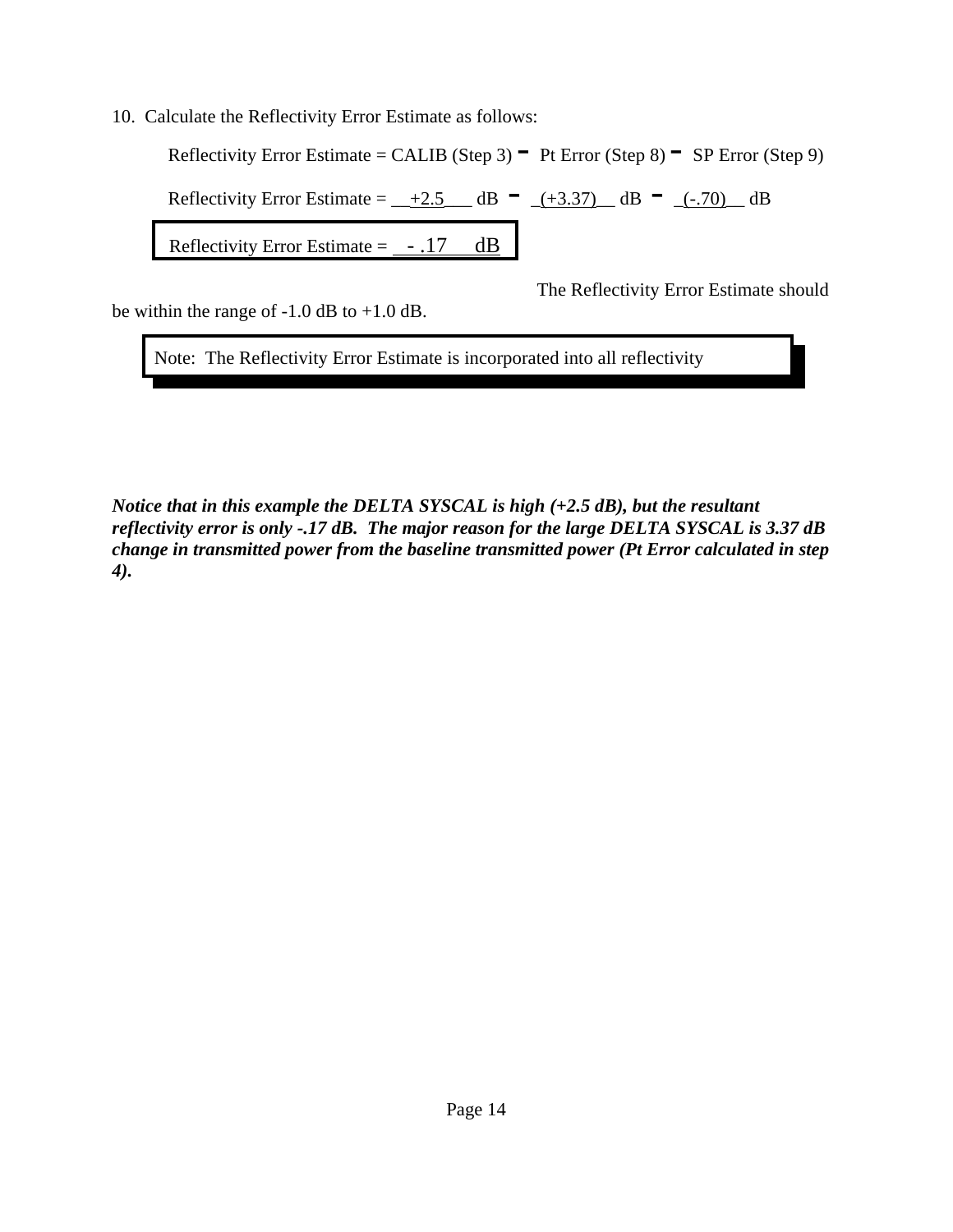10. Calculate the Reflectivity Error Estimate as follows:

Reflectivity Error Estimate = CALIB (Step 3) − Pt Error (Step 8) − SP Error (Step 9)

Reflectivity Error Estimate = __+2.5___ dB − _(+3.37)__ dB − _(-.70)__ dB

**Reflectivity Error Estimate = _ - .17 dB**

The Reflectivity Error Estimate should be within the range of -1.0 dB to +1.0 dB.

Note: The Reflectivity Error Estimate is incorporated into all reflectivity

***Notice that in this example the DELTA SYSCAL is high (+2.5 dB), but the resultant reflectivity error is only -.17 dB. The major reason for the large DELTA SYSCAL is 3.37 dB change in transmitted power from the baseline transmitted power (Pt Error calculated in step 4).***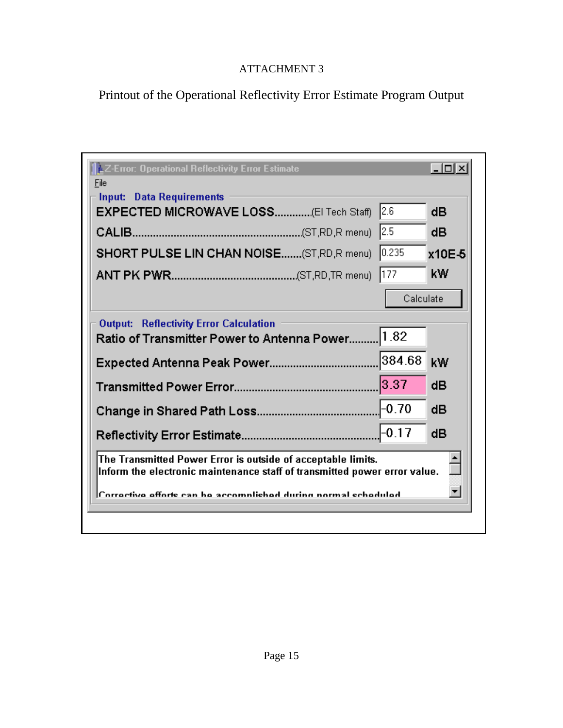ATTACHMENT 3

Printout of the Operational Reflectivity Error Estimate Program Output

Z-Error: Operational Reflectivity Error Estimate

File

**Input: Data Requirements**

| | | |
|---|---|---|
| EXPECTED MICROWAVE LOSS............(EI Tech Staff) | 2.6 | dB |
| CALIB.........................................................(ST,RD,R menu) | 2.5 | dB |
| SHORT PULSE LIN CHAN NOISE.......(ST,RD,R menu) | 0.235 | x10E-5 |
| ANT PK PWR..........................................(ST,RD,TR menu) | 177 | kW |

Calculate

**Output: Reflectivity Error Calculation**

| | | |
|---|---|---|
| Ratio of Transmitter Power to Antenna Power.......... | 1.82 | |
| Expected Antenna Peak Power.................................. | 384.68 | kW |
| Transmitted Power Error............................................. | 3.37 | dB |
| Change in Shared Path Loss....................................... | -0.70 | dB |
| Reflectivity Error Estimate............................................ | -0.17 | dB |

The Transmitted Power Error is outside of acceptable limits.
Inform the electronic maintenance staff of transmitted power error value.

Corrective efforts can be accomplished during normal scheduled